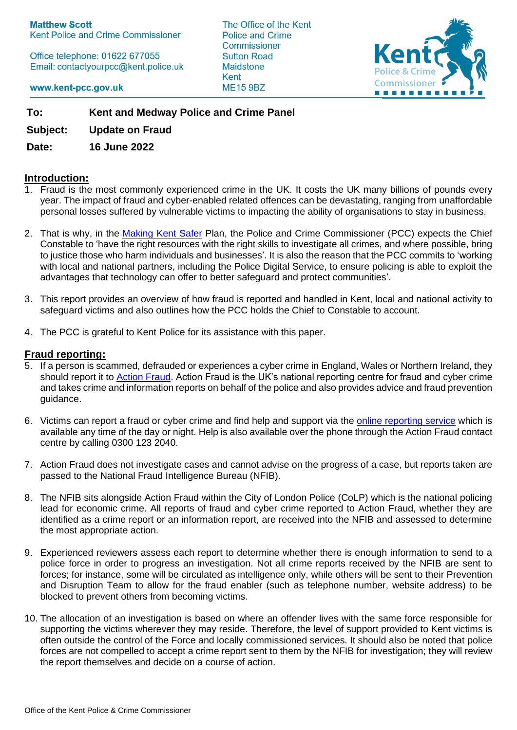**Matthew Scott**
Kent Police and Crime Commissioner

Office telephone: 01622 677055
Email: contactyourpcc@kent.police.uk

www.kent-pcc.gov.uk

The Office of the Kent Police and Crime Commissioner
Sutton Road
Maidstone
Kent
ME15 9BZ

| | |
|---|---|
| **To:** | **Kent and Medway Police and Crime Panel** |
| **Subject:** | **Update on Fraud** |
| **Date:** | **16 June 2022** |

## Introduction:

1. Fraud is the most commonly experienced crime in the UK. It costs the UK many billions of pounds every year. The impact of fraud and cyber-enabled related offences can be devastating, ranging from unaffordable personal losses suffered by vulnerable victims to impacting the ability of organisations to stay in business.

2. That is why, in the Making Kent Safer Plan, the Police and Crime Commissioner (PCC) expects the Chief Constable to 'have the right resources with the right skills to investigate all crimes, and where possible, bring to justice those who harm individuals and businesses'. It is also the reason that the PCC commits to 'working with local and national partners, including the Police Digital Service, to ensure policing is able to exploit the advantages that technology can offer to better safeguard and protect communities'.

3. This report provides an overview of how fraud is reported and handled in Kent, local and national activity to safeguard victims and also outlines how the PCC holds the Chief to Constable to account.

4. The PCC is grateful to Kent Police for its assistance with this paper.

## Fraud reporting:

5. If a person is scammed, defrauded or experiences a cyber crime in England, Wales or Northern Ireland, they should report it to Action Fraud. Action Fraud is the UK's national reporting centre for fraud and cyber crime and takes crime and information reports on behalf of the police and also provides advice and fraud prevention guidance.

6. Victims can report a fraud or cyber crime and find help and support via the online reporting service which is available any time of the day or night. Help is also available over the phone through the Action Fraud contact centre by calling 0300 123 2040.

7. Action Fraud does not investigate cases and cannot advise on the progress of a case, but reports taken are passed to the National Fraud Intelligence Bureau (NFIB).

8. The NFIB sits alongside Action Fraud within the City of London Police (CoLP) which is the national policing lead for economic crime. All reports of fraud and cyber crime reported to Action Fraud, whether they are identified as a crime report or an information report, are received into the NFIB and assessed to determine the most appropriate action.

9. Experienced reviewers assess each report to determine whether there is enough information to send to a police force in order to progress an investigation. Not all crime reports received by the NFIB are sent to forces; for instance, some will be circulated as intelligence only, while others will be sent to their Prevention and Disruption Team to allow for the fraud enabler (such as telephone number, website address) to be blocked to prevent others from becoming victims.

10. The allocation of an investigation is based on where an offender lives with the same force responsible for supporting the victims wherever they may reside. Therefore, the level of support provided to Kent victims is often outside the control of the Force and locally commissioned services. It should also be noted that police forces are not compelled to accept a crime report sent to them by the NFIB for investigation; they will review the report themselves and decide on a course of action.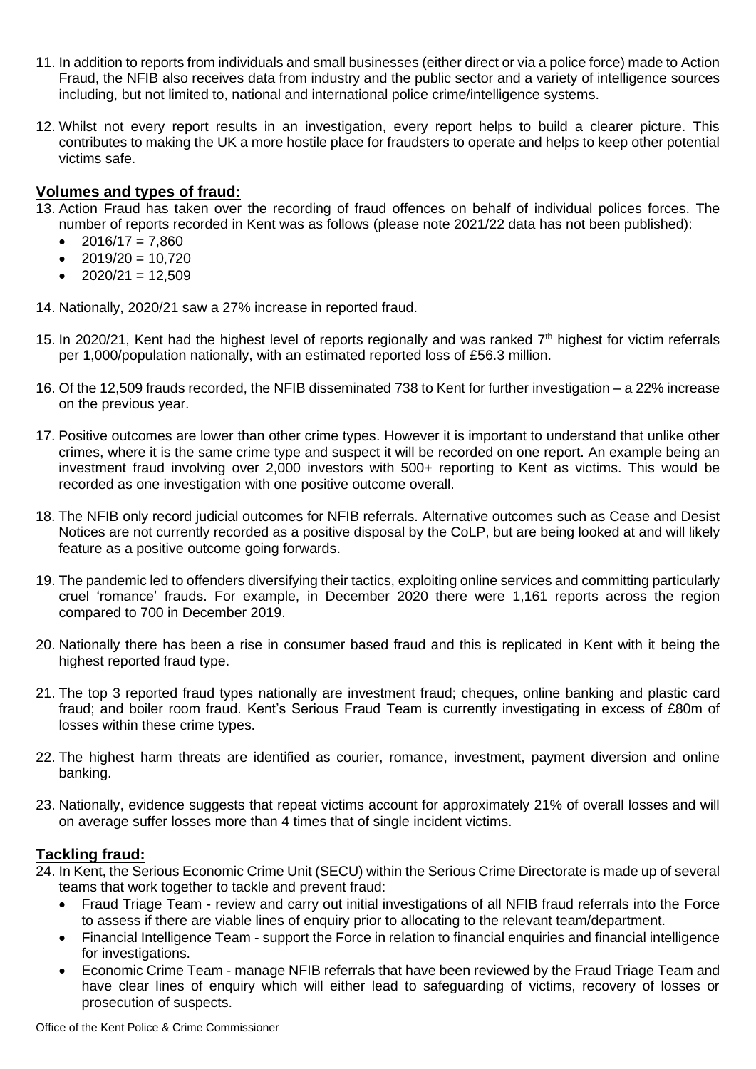11. In addition to reports from individuals and small businesses (either direct or via a police force) made to Action Fraud, the NFIB also receives data from industry and the public sector and a variety of intelligence sources including, but not limited to, national and international police crime/intelligence systems.

12. Whilst not every report results in an investigation, every report helps to build a clearer picture. This contributes to making the UK a more hostile place for fraudsters to operate and helps to keep other potential victims safe.

## Volumes and types of fraud:

13. Action Fraud has taken over the recording of fraud offences on behalf of individual polices forces. The number of reports recorded in Kent was as follows (please note 2021/22 data has not been published):
    - 2016/17 = 7,860
    - 2019/20 = 10,720
    - 2020/21 = 12,509

14. Nationally, 2020/21 saw a 27% increase in reported fraud.

15. In 2020/21, Kent had the highest level of reports regionally and was ranked 7th highest for victim referrals per 1,000/population nationally, with an estimated reported loss of £56.3 million.

16. Of the 12,509 frauds recorded, the NFIB disseminated 738 to Kent for further investigation – a 22% increase on the previous year.

17. Positive outcomes are lower than other crime types. However it is important to understand that unlike other crimes, where it is the same crime type and suspect it will be recorded on one report. An example being an investment fraud involving over 2,000 investors with 500+ reporting to Kent as victims. This would be recorded as one investigation with one positive outcome overall.

18. The NFIB only record judicial outcomes for NFIB referrals. Alternative outcomes such as Cease and Desist Notices are not currently recorded as a positive disposal by the CoLP, but are being looked at and will likely feature as a positive outcome going forwards.

19. The pandemic led to offenders diversifying their tactics, exploiting online services and committing particularly cruel 'romance' frauds. For example, in December 2020 there were 1,161 reports across the region compared to 700 in December 2019.

20. Nationally there has been a rise in consumer based fraud and this is replicated in Kent with it being the highest reported fraud type.

21. The top 3 reported fraud types nationally are investment fraud; cheques, online banking and plastic card fraud; and boiler room fraud. Kent's Serious Fraud Team is currently investigating in excess of £80m of losses within these crime types.

22. The highest harm threats are identified as courier, romance, investment, payment diversion and online banking.

23. Nationally, evidence suggests that repeat victims account for approximately 21% of overall losses and will on average suffer losses more than 4 times that of single incident victims.

## Tackling fraud:

24. In Kent, the Serious Economic Crime Unit (SECU) within the Serious Crime Directorate is made up of several teams that work together to tackle and prevent fraud:
    - Fraud Triage Team - review and carry out initial investigations of all NFIB fraud referrals into the Force to assess if there are viable lines of enquiry prior to allocating to the relevant team/department.
    - Financial Intelligence Team - support the Force in relation to financial enquiries and financial intelligence for investigations.
    - Economic Crime Team - manage NFIB referrals that have been reviewed by the Fraud Triage Team and have clear lines of enquiry which will either lead to safeguarding of victims, recovery of losses or prosecution of suspects.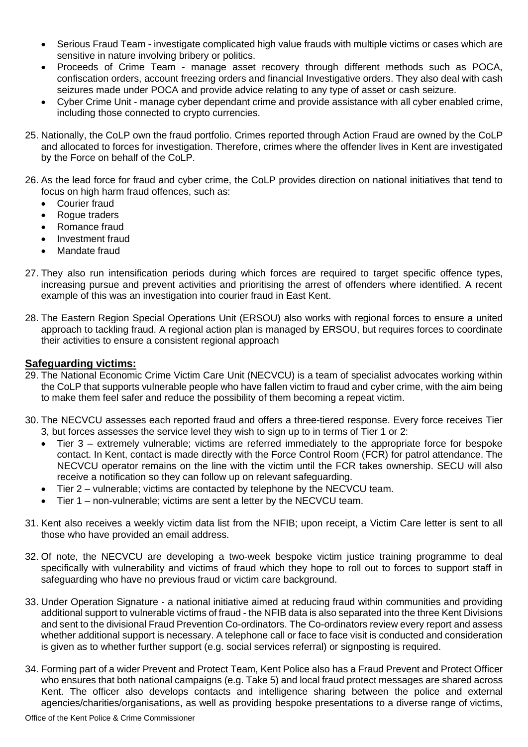- Serious Fraud Team - investigate complicated high value frauds with multiple victims or cases which are sensitive in nature involving bribery or politics.
- Proceeds of Crime Team - manage asset recovery through different methods such as POCA, confiscation orders, account freezing orders and financial Investigative orders. They also deal with cash seizures made under POCA and provide advice relating to any type of asset or cash seizure.
- Cyber Crime Unit - manage cyber dependant crime and provide assistance with all cyber enabled crime, including those connected to crypto currencies.

25. Nationally, the CoLP own the fraud portfolio. Crimes reported through Action Fraud are owned by the CoLP and allocated to forces for investigation. Therefore, crimes where the offender lives in Kent are investigated by the Force on behalf of the CoLP.

26. As the lead force for fraud and cyber crime, the CoLP provides direction on national initiatives that tend to focus on high harm fraud offences, such as:
    - Courier fraud
    - Rogue traders
    - Romance fraud
    - Investment fraud
    - Mandate fraud

27. They also run intensification periods during which forces are required to target specific offence types, increasing pursue and prevent activities and prioritising the arrest of offenders where identified. A recent example of this was an investigation into courier fraud in East Kent.

28. The Eastern Region Special Operations Unit (ERSOU) also works with regional forces to ensure a united approach to tackling fraud. A regional action plan is managed by ERSOU, but requires forces to coordinate their activities to ensure a consistent regional approach

## Safeguarding victims:

29. The National Economic Crime Victim Care Unit (NECVCU) is a team of specialist advocates working within the CoLP that supports vulnerable people who have fallen victim to fraud and cyber crime, with the aim being to make them feel safer and reduce the possibility of them becoming a repeat victim.

30. The NECVCU assesses each reported fraud and offers a three-tiered response. Every force receives Tier 3, but forces assesses the service level they wish to sign up to in terms of Tier 1 or 2:
    - Tier 3 – extremely vulnerable; victims are referred immediately to the appropriate force for bespoke contact. In Kent, contact is made directly with the Force Control Room (FCR) for patrol attendance. The NECVCU operator remains on the line with the victim until the FCR takes ownership. SECU will also receive a notification so they can follow up on relevant safeguarding.
    - Tier 2 – vulnerable; victims are contacted by telephone by the NECVCU team.
    - Tier 1 – non-vulnerable; victims are sent a letter by the NECVCU team.

31. Kent also receives a weekly victim data list from the NFIB; upon receipt, a Victim Care letter is sent to all those who have provided an email address.

32. Of note, the NECVCU are developing a two-week bespoke victim justice training programme to deal specifically with vulnerability and victims of fraud which they hope to roll out to forces to support staff in safeguarding who have no previous fraud or victim care background.

33. Under Operation Signature - a national initiative aimed at reducing fraud within communities and providing additional support to vulnerable victims of fraud - the NFIB data is also separated into the three Kent Divisions and sent to the divisional Fraud Prevention Co-ordinators. The Co-ordinators review every report and assess whether additional support is necessary. A telephone call or face to face visit is conducted and consideration is given as to whether further support (e.g. social services referral) or signposting is required.

34. Forming part of a wider Prevent and Protect Team, Kent Police also has a Fraud Prevent and Protect Officer who ensures that both national campaigns (e.g. Take 5) and local fraud protect messages are shared across Kent. The officer also develops contacts and intelligence sharing between the police and external agencies/charities/organisations, as well as providing bespoke presentations to a diverse range of victims,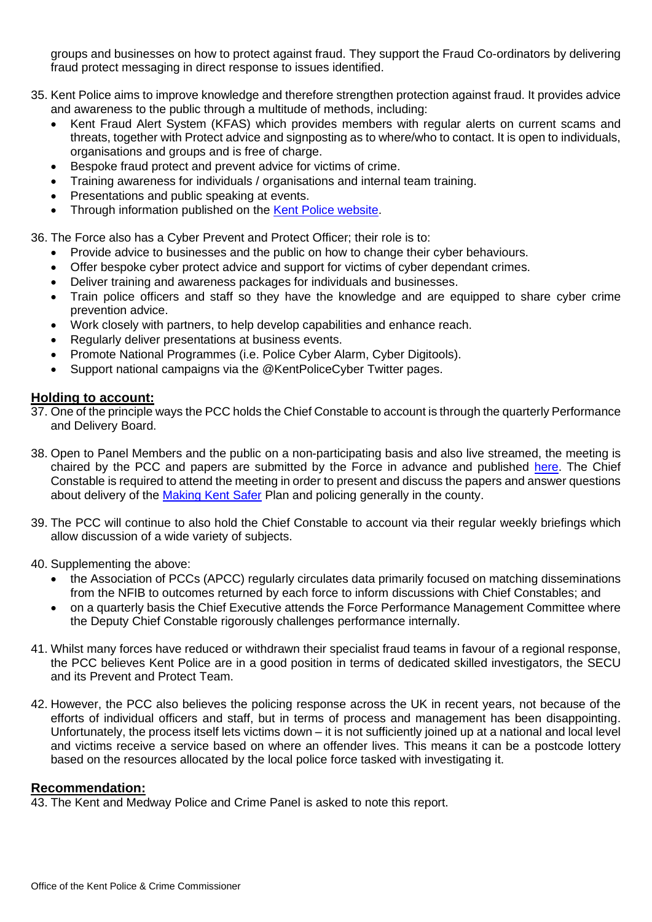groups and businesses on how to protect against fraud. They support the Fraud Co-ordinators by delivering fraud protect messaging in direct response to issues identified.

35. Kent Police aims to improve knowledge and therefore strengthen protection against fraud. It provides advice and awareness to the public through a multitude of methods, including:
    - Kent Fraud Alert System (KFAS) which provides members with regular alerts on current scams and threats, together with Protect advice and signposting as to where/who to contact. It is open to individuals, organisations and groups and is free of charge.
    - Bespoke fraud protect and prevent advice for victims of crime.
    - Training awareness for individuals / organisations and internal team training.
    - Presentations and public speaking at events.
    - Through information published on the Kent Police website.

36. The Force also has a Cyber Prevent and Protect Officer; their role is to:
    - Provide advice to businesses and the public on how to change their cyber behaviours.
    - Offer bespoke cyber protect advice and support for victims of cyber dependant crimes.
    - Deliver training and awareness packages for individuals and businesses.
    - Train police officers and staff so they have the knowledge and are equipped to share cyber crime prevention advice.
    - Work closely with partners, to help develop capabilities and enhance reach.
    - Regularly deliver presentations at business events.
    - Promote National Programmes (i.e. Police Cyber Alarm, Cyber Digitools).
    - Support national campaigns via the @KentPoliceCyber Twitter pages.

## Holding to account:

37. One of the principle ways the PCC holds the Chief Constable to account is through the quarterly Performance and Delivery Board.

38. Open to Panel Members and the public on a non-participating basis and also live streamed, the meeting is chaired by the PCC and papers are submitted by the Force in advance and published here. The Chief Constable is required to attend the meeting in order to present and discuss the papers and answer questions about delivery of the Making Kent Safer Plan and policing generally in the county.

39. The PCC will continue to also hold the Chief Constable to account via their regular weekly briefings which allow discussion of a wide variety of subjects.

40. Supplementing the above:
    - the Association of PCCs (APCC) regularly circulates data primarily focused on matching disseminations from the NFIB to outcomes returned by each force to inform discussions with Chief Constables; and
    - on a quarterly basis the Chief Executive attends the Force Performance Management Committee where the Deputy Chief Constable rigorously challenges performance internally.

41. Whilst many forces have reduced or withdrawn their specialist fraud teams in favour of a regional response, the PCC believes Kent Police are in a good position in terms of dedicated skilled investigators, the SECU and its Prevent and Protect Team.

42. However, the PCC also believes the policing response across the UK in recent years, not because of the efforts of individual officers and staff, but in terms of process and management has been disappointing. Unfortunately, the process itself lets victims down – it is not sufficiently joined up at a national and local level and victims receive a service based on where an offender lives. This means it can be a postcode lottery based on the resources allocated by the local police force tasked with investigating it.

## Recommendation:

43. The Kent and Medway Police and Crime Panel is asked to note this report.